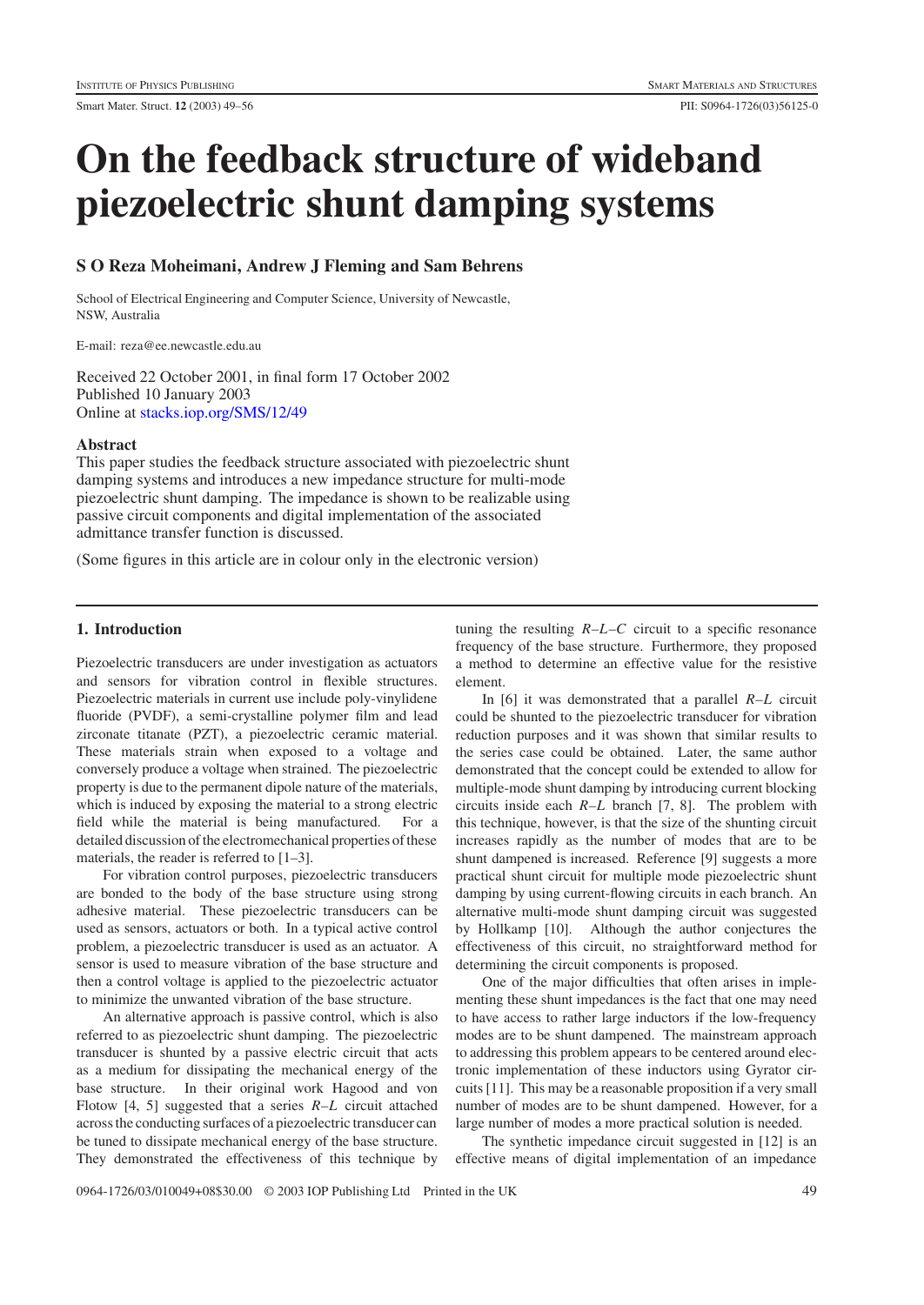# On the feedback structure of wideband piezoelectric shunt damping systems

**S O Reza Moheimani, Andrew J Fleming and Sam Behrens**

School of Electrical Engineering and Computer Science, University of Newcastle, NSW, Australia

E-mail: reza@ee.newcastle.edu.au

Received 22 October 2001, in final form 17 October 2002
Published 10 January 2003
Online at stacks.iop.org/SMS/12/49

### Abstract

This paper studies the feedback structure associated with piezoelectric shunt damping systems and introduces a new impedance structure for multi-mode piezoelectric shunt damping. The impedance is shown to be realizable using passive circuit components and digital implementation of the associated admittance transfer function is discussed.

(Some figures in this article are in colour only in the electronic version)

## 1. Introduction

Piezoelectric transducers are under investigation as actuators and sensors for vibration control in flexible structures. Piezoelectric materials in current use include poly-vinylidene fluoride (PVDF), a semi-crystalline polymer film and lead zirconate titanate (PZT), a piezoelectric ceramic material. These materials strain when exposed to a voltage and conversely produce a voltage when strained. The piezoelectric property is due to the permanent dipole nature of the materials, which is induced by exposing the material to a strong electric field while the material is being manufactured. For a detailed discussion of the electromechanical properties of these materials, the reader is referred to [1–3].

For vibration control purposes, piezoelectric transducers are bonded to the body of the base structure using strong adhesive material. These piezoelectric transducers can be used as sensors, actuators or both. In a typical active control problem, a piezoelectric transducer is used as an actuator. A sensor is used to measure vibration of the base structure and then a control voltage is applied to the piezoelectric actuator to minimize the unwanted vibration of the base structure.

An alternative approach is passive control, which is also referred to as piezoelectric shunt damping. The piezoelectric transducer is shunted by a passive electric circuit that acts as a medium for dissipating the mechanical energy of the base structure. In their original work Hagood and von Flotow [4, 5] suggested that a series $R$–$L$ circuit attached across the conducting surfaces of a piezoelectric transducer can be tuned to dissipate mechanical energy of the base structure. They demonstrated the effectiveness of this technique by tuning the resulting $R$–$L$–$C$ circuit to a specific resonance frequency of the base structure. Furthermore, they proposed a method to determine an effective value for the resistive element.

In [6] it was demonstrated that a parallel $R$–$L$ circuit could be shunted to the piezoelectric transducer for vibration reduction purposes and it was shown that similar results to the series case could be obtained. Later, the same author demonstrated that the concept could be extended to allow for multiple-mode shunt damping by introducing current blocking circuits inside each $R$–$L$ branch [7, 8]. The problem with this technique, however, is that the size of the shunting circuit increases rapidly as the number of modes that are to be shunt dampened is increased. Reference [9] suggests a more practical shunt circuit for multiple mode piezoelectric shunt damping by using current-flowing circuits in each branch. An alternative multi-mode shunt damping circuit was suggested by Hollkamp [10]. Although the author conjectures the effectiveness of this circuit, no straightforward method for determining the circuit components is proposed.

One of the major difficulties that often arises in implementing these shunt impedances is the fact that one may need to have access to rather large inductors if the low-frequency modes are to be shunt dampened. The mainstream approach to addressing this problem appears to be centered around electronic implementation of these inductors using Gyrator circuits [11]. This may be a reasonable proposition if a very small number of modes are to be shunt dampened. However, for a large number of modes a more practical solution is needed.

The synthetic impedance circuit suggested in [12] is an effective means of digital implementation of an impedance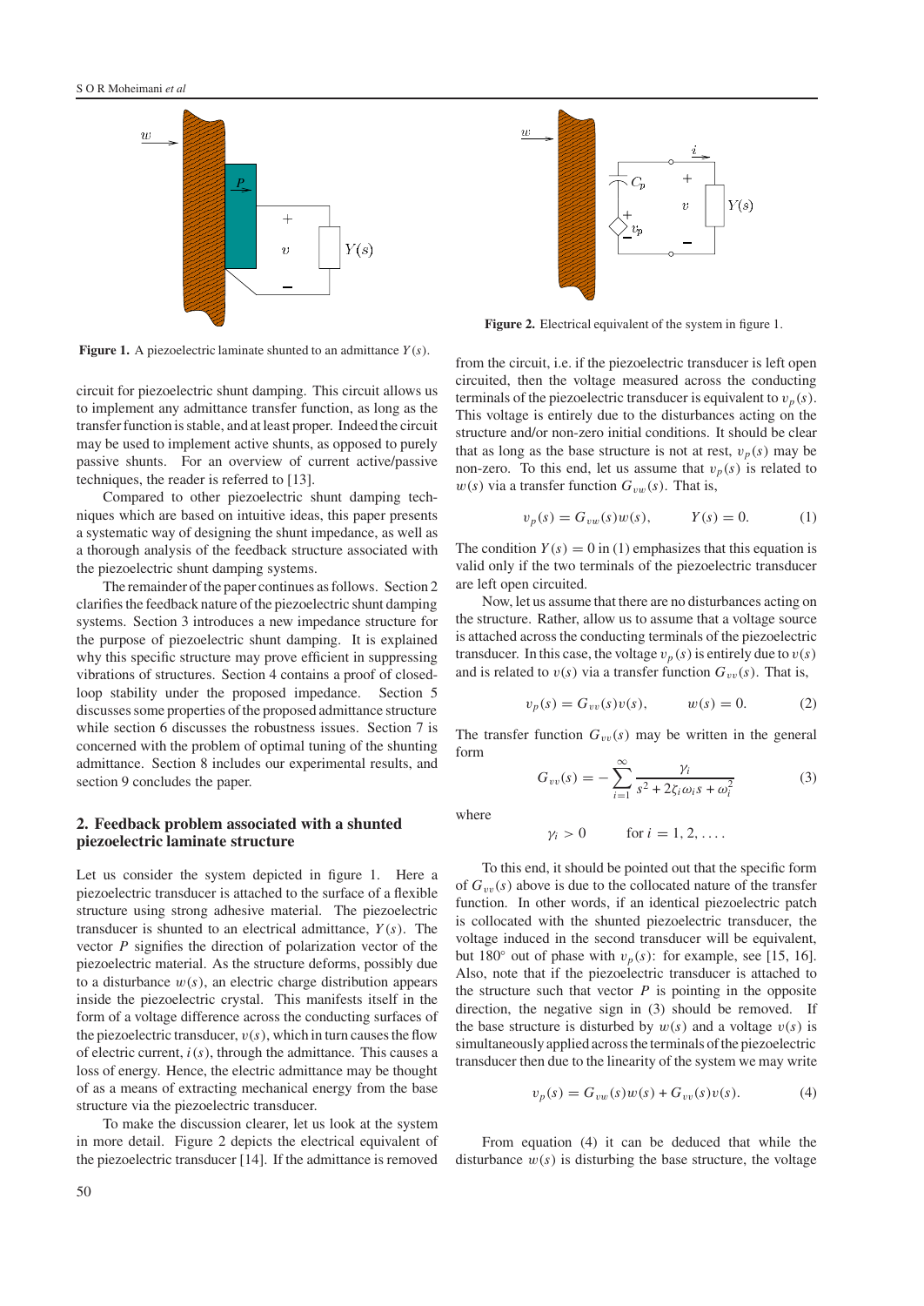**Figure 1.** A piezoelectric laminate shunted to an admittance $Y(s)$.

**Figure 2.** Electrical equivalent of the system in figure 1.

circuit for piezoelectric shunt damping. This circuit allows us to implement any admittance transfer function, as long as the transfer function is stable, and at least proper. Indeed the circuit may be used to implement active shunts, as opposed to purely passive shunts. For an overview of current active/passive techniques, the reader is referred to [13].

Compared to other piezoelectric shunt damping techniques which are based on intuitive ideas, this paper presents a systematic way of designing the shunt impedance, as well as a thorough analysis of the feedback structure associated with the piezoelectric shunt damping systems.

The remainder of the paper continues as follows. Section 2 clarifies the feedback nature of the piezoelectric shunt damping systems. Section 3 introduces a new impedance structure for the purpose of piezoelectric shunt damping. It is explained why this specific structure may prove efficient in suppressing vibrations of structures. Section 4 contains a proof of closed-loop stability under the proposed impedance. Section 5 discusses some properties of the proposed admittance structure while section 6 discusses the robustness issues. Section 7 is concerned with the problem of optimal tuning of the shunting admittance. Section 8 includes our experimental results, and section 9 concludes the paper.

## 2. Feedback problem associated with a shunted piezoelectric laminate structure

Let us consider the system depicted in figure 1. Here a piezoelectric transducer is attached to the surface of a flexible structure using strong adhesive material. The piezoelectric transducer is shunted to an electrical admittance, $Y(s)$. The vector $P$ signifies the direction of polarization vector of the piezoelectric material. As the structure deforms, possibly due to a disturbance $w(s)$, an electric charge distribution appears inside the piezoelectric crystal. This manifests itself in the form of a voltage difference across the conducting surfaces of the piezoelectric transducer, $v(s)$, which in turn causes the flow of electric current, $i(s)$, through the admittance. This causes a loss of energy. Hence, the electric admittance may be thought of as a means of extracting mechanical energy from the base structure via the piezoelectric transducer.

To make the discussion clearer, let us look at the system in more detail. Figure 2 depicts the electrical equivalent of the piezoelectric transducer [14]. If the admittance is removed from the circuit, i.e. if the piezoelectric transducer is left open circuited, then the voltage measured across the conducting terminals of the piezoelectric transducer is equivalent to $v_p(s)$. This voltage is entirely due to the disturbances acting on the structure and/or non-zero initial conditions. It should be clear that as long as the base structure is not at rest, $v_p(s)$ may be non-zero. To this end, let us assume that $v_p(s)$ is related to $w(s)$ via a transfer function $G_{vw}(s)$. That is,

$$v_p(s) = G_{vw}(s)w(s), \qquad Y(s) = 0. \tag{1}$$

The condition $Y(s) = 0$ in (1) emphasizes that this equation is valid only if the two terminals of the piezoelectric transducer are left open circuited.

Now, let us assume that there are no disturbances acting on the structure. Rather, allow us to assume that a voltage source is attached across the conducting terminals of the piezoelectric transducer. In this case, the voltage $v_p(s)$ is entirely due to $v(s)$ and is related to $v(s)$ via a transfer function $G_{vv}(s)$. That is,

$$v_p(s) = G_{vv}(s)v(s), \qquad w(s) = 0. \tag{2}$$

The transfer function $G_{vv}(s)$ may be written in the general form

$$G_{vv}(s) = -\sum_{i=1}^{\infty} \frac{\gamma_i}{s^2 + 2\zeta_i\omega_i s + \omega_i^2} \tag{3}$$

where

$$\gamma_i > 0 \qquad \text{for } i = 1, 2, \ldots.$$

To this end, it should be pointed out that the specific form of $G_{vv}(s)$ above is due to the collocated nature of the transfer function. In other words, if an identical piezoelectric patch is collocated with the shunted piezoelectric transducer, the voltage induced in the second transducer will be equivalent, but 180° out of phase with $v_p(s)$: for example, see [15, 16]. Also, note that if the piezoelectric transducer is attached to the structure such that vector $P$ is pointing in the opposite direction, the negative sign in (3) should be removed. If the base structure is disturbed by $w(s)$ and a voltage $v(s)$ is simultaneously applied across the terminals of the piezoelectric transducer then due to the linearity of the system we may write

$$v_p(s) = G_{vw}(s)w(s) + G_{vv}(s)v(s). \tag{4}$$

From equation (4) it can be deduced that while the disturbance $w(s)$ is disturbing the base structure, the voltage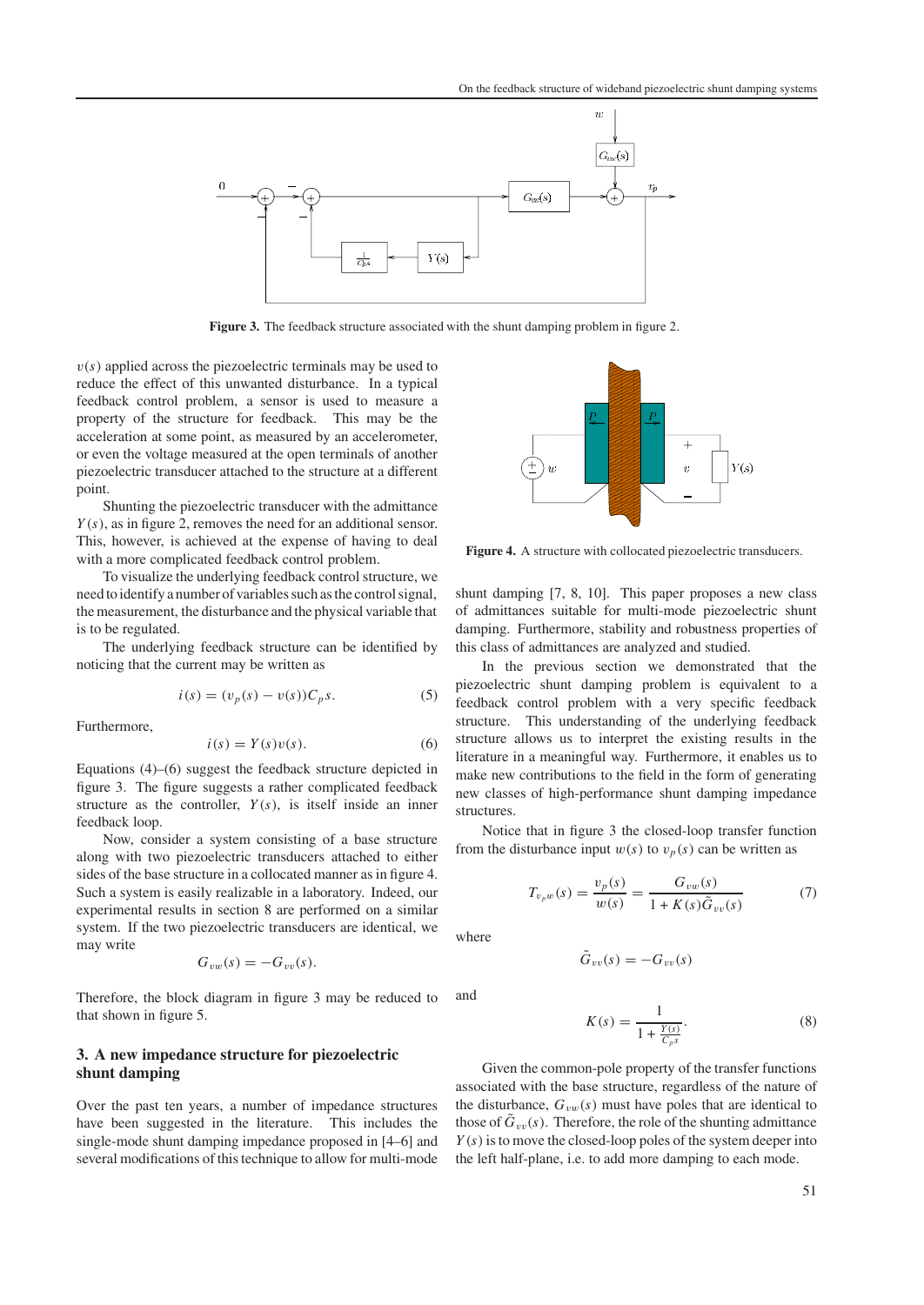**Figure 3.** The feedback structure associated with the shunt damping problem in figure 2.

$v(s)$ applied across the piezoelectric terminals may be used to reduce the effect of this unwanted disturbance. In a typical feedback control problem, a sensor is used to measure a property of the structure for feedback. This may be the acceleration at some point, as measured by an accelerometer, or even the voltage measured at the open terminals of another piezoelectric transducer attached to the structure at a different point.

Shunting the piezoelectric transducer with the admittance $Y(s)$, as in figure 2, removes the need for an additional sensor. This, however, is achieved at the expense of having to deal with a more complicated feedback control problem.

To visualize the underlying feedback control structure, we need to identify a number of variables such as the control signal, the measurement, the disturbance and the physical variable that is to be regulated.

The underlying feedback structure can be identified by noticing that the current may be written as

$$i(s) = (v_p(s) - v(s))C_p s. \tag{5}$$

Furthermore,

$$i(s) = Y(s)v(s). \tag{6}$$

Equations (4)–(6) suggest the feedback structure depicted in figure 3. The figure suggests a rather complicated feedback structure as the controller, $Y(s)$, is itself inside an inner feedback loop.

Now, consider a system consisting of a base structure along with two piezoelectric transducers attached to either sides of the base structure in a collocated manner as in figure 4. Such a system is easily realizable in a laboratory. Indeed, our experimental results in section 8 are performed on a similar system. If the two piezoelectric transducers are identical, we may write

$$G_{vw}(s) = -G_{vv}(s).$$

Therefore, the block diagram in figure 3 may be reduced to that shown in figure 5.

## 3. A new impedance structure for piezoelectric shunt damping

Over the past ten years, a number of impedance structures have been suggested in the literature. This includes the single-mode shunt damping impedance proposed in [4–6] and several modifications of this technique to allow for multi-mode shunt damping [7, 8, 10]. This paper proposes a new class of admittances suitable for multi-mode piezoelectric shunt damping. Furthermore, stability and robustness properties of this class of admittances are analyzed and studied.

**Figure 4.** A structure with collocated piezoelectric transducers.

In the previous section we demonstrated that the piezoelectric shunt damping problem is equivalent to a feedback control problem with a very specific feedback structure. This understanding of the underlying feedback structure allows us to interpret the existing results in the literature in a meaningful way. Furthermore, it enables us to make new contributions to the field in the form of generating new classes of high-performance shunt damping impedance structures.

Notice that in figure 3 the closed-loop transfer function from the disturbance input $w(s)$ to $v_p(s)$ can be written as

$$T_{v_p w}(s) = \frac{v_p(s)}{w(s)} = \frac{G_{vw}(s)}{1 + K(s)\tilde{G}_{vv}(s)} \tag{7}$$

where

$$\tilde{G}_{vv}(s) = -G_{vv}(s)$$

and

$$K(s) = \frac{1}{1 + \frac{Y(s)}{C_p s}}. \tag{8}$$

Given the common-pole property of the transfer functions associated with the base structure, regardless of the nature of the disturbance, $G_{vw}(s)$ must have poles that are identical to those of $\tilde{G}_{vv}(s)$. Therefore, the role of the shunting admittance $Y(s)$ is to move the closed-loop poles of the system deeper into the left half-plane, i.e. to add more damping to each mode.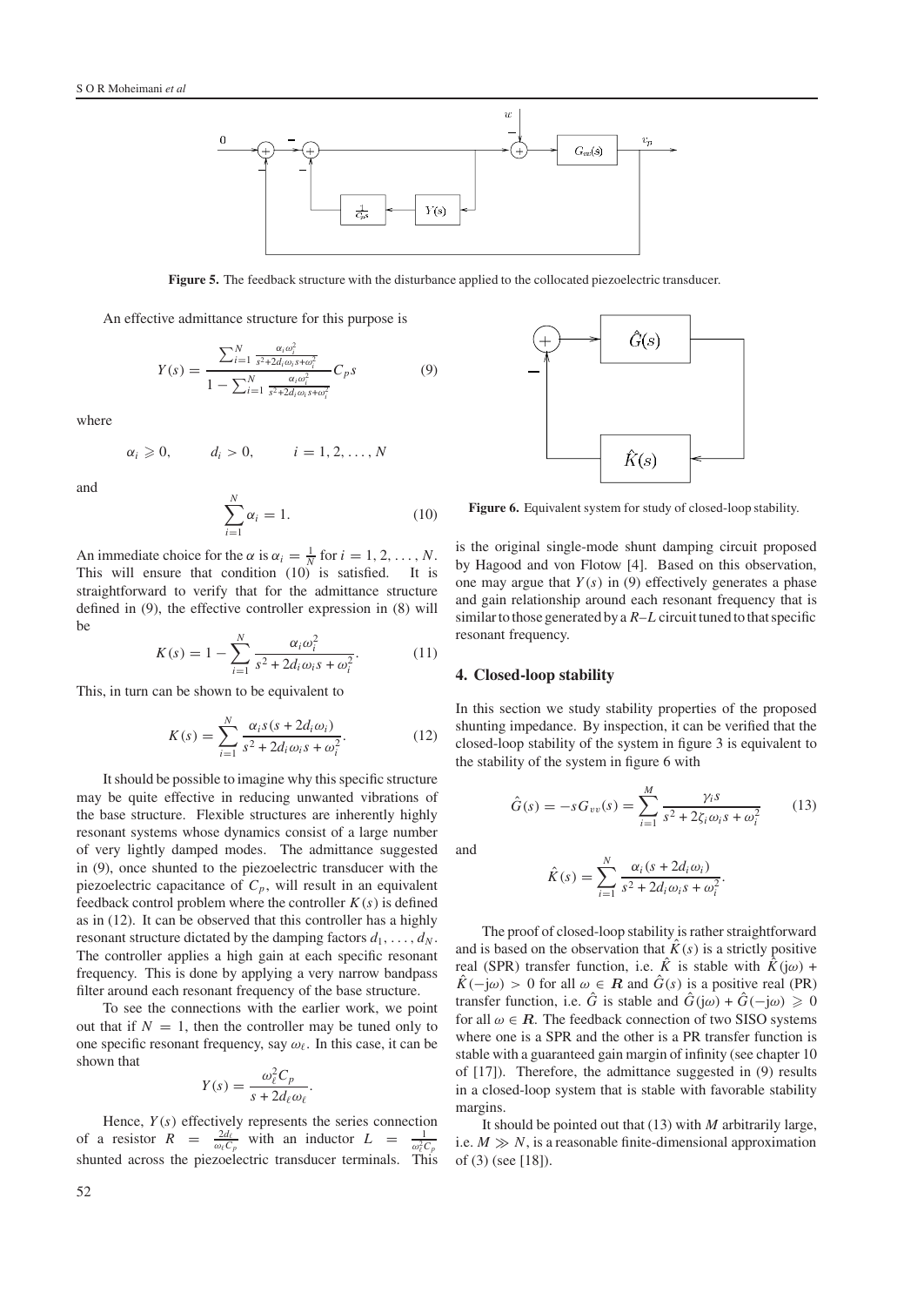**Figure 5.** The feedback structure with the disturbance applied to the collocated piezoelectric transducer.

An effective admittance structure for this purpose is

$$Y(s) = \frac{\sum_{i=1}^{N} \frac{\alpha_i \omega_i^2}{s^2 + 2d_i\omega_i s + \omega_i^2}}{1 - \sum_{i=1}^{N} \frac{\alpha_i \omega_i^2}{s^2 + 2d_i\omega_i s + \omega_i^2}} C_p s \tag{9}$$

where

$$\alpha_i \geqslant 0, \qquad d_i > 0, \qquad i = 1, 2, \ldots, N$$

and

$$\sum_{i=1}^{N} \alpha_i = 1. \tag{10}$$

An immediate choice for the $\alpha$ is $\alpha_i = \frac{1}{N}$ for $i = 1, 2, \ldots, N$. This will ensure that condition (10) is satisfied. It is straightforward to verify that for the admittance structure defined in (9), the effective controller expression in (8) will be

$$K(s) = 1 - \sum_{i=1}^{N} \frac{\alpha_i \omega_i^2}{s^2 + 2d_i\omega_i s + \omega_i^2}. \tag{11}$$

This, in turn can be shown to be equivalent to

$$K(s) = \sum_{i=1}^{N} \frac{\alpha_i s(s + 2d_i\omega_i)}{s^2 + 2d_i\omega_i s + \omega_i^2}. \tag{12}$$

It should be possible to imagine why this specific structure may be quite effective in reducing unwanted vibrations of the base structure. Flexible structures are inherently highly resonant systems whose dynamics consist of a large number of very lightly damped modes. The admittance suggested in (9), once shunted to the piezoelectric transducer with the piezoelectric capacitance of $C_p$, will result in an equivalent feedback control problem where the controller $K(s)$ is defined as in (12). It can be observed that this controller has a highly resonant structure dictated by the damping factors $d_1, \ldots, d_N$. The controller applies a high gain at each specific resonant frequency. This is done by applying a very narrow bandpass filter around each resonant frequency of the base structure.

To see the connections with the earlier work, we point out that if $N = 1$, then the controller may be tuned only to one specific resonant frequency, say $\omega_\ell$. In this case, it can be shown that

$$Y(s) = \frac{\omega_\ell^2 C_p}{s + 2d_\ell\omega_\ell}.$$

Hence, $Y(s)$ effectively represents the series connection of a resistor $R = \frac{2d_\ell}{\omega_\ell C_p}$ with an inductor $L = \frac{1}{\omega_\ell^2 C_p}$ shunted across the piezoelectric transducer terminals. This is the original single-mode shunt damping circuit proposed by Hagood and von Flotow [4]. Based on this observation, one may argue that $Y(s)$ in (9) effectively generates a phase and gain relationship around each resonant frequency that is similar to those generated by a $R$–$L$ circuit tuned to that specific resonant frequency.

**Figure 6.** Equivalent system for study of closed-loop stability.

## 4. Closed-loop stability

In this section we study stability properties of the proposed shunting impedance. By inspection, it can be verified that the closed-loop stability of the system in figure 3 is equivalent to the stability of the system in figure 6 with

$$\hat{G}(s) = -sG_{vv}(s) = \sum_{i=1}^{M} \frac{\gamma_i s}{s^2 + 2\zeta_i\omega_i s + \omega_i^2} \tag{13}$$

and

$$\hat{K}(s) = \sum_{i=1}^{N} \frac{\alpha_i(s + 2d_i\omega_i)}{s^2 + 2d_i\omega_i s + \omega_i^2}.$$

The proof of closed-loop stability is rather straightforward and is based on the observation that $\hat{K}(s)$ is a strictly positive real (SPR) transfer function, i.e. $\hat{K}$ is stable with $\hat{K}(\mathrm{j}\omega) + \hat{K}(-\mathrm{j}\omega) > 0$ for all $\omega \in \boldsymbol{R}$ and $\hat{G}(s)$ is a positive real (PR) transfer function, i.e. $\hat{G}$ is stable and $\hat{G}(\mathrm{j}\omega) + \hat{G}(-\mathrm{j}\omega) \geqslant 0$ for all $\omega \in \boldsymbol{R}$. The feedback connection of two SISO systems where one is a SPR and the other is a PR transfer function is stable with a guaranteed gain margin of infinity (see chapter 10 of [17]). Therefore, the admittance suggested in (9) results in a closed-loop system that is stable with favorable stability margins.

It should be pointed out that (13) with $M$ arbitrarily large, i.e. $M \gg N$, is a reasonable finite-dimensional approximation of (3) (see [18]).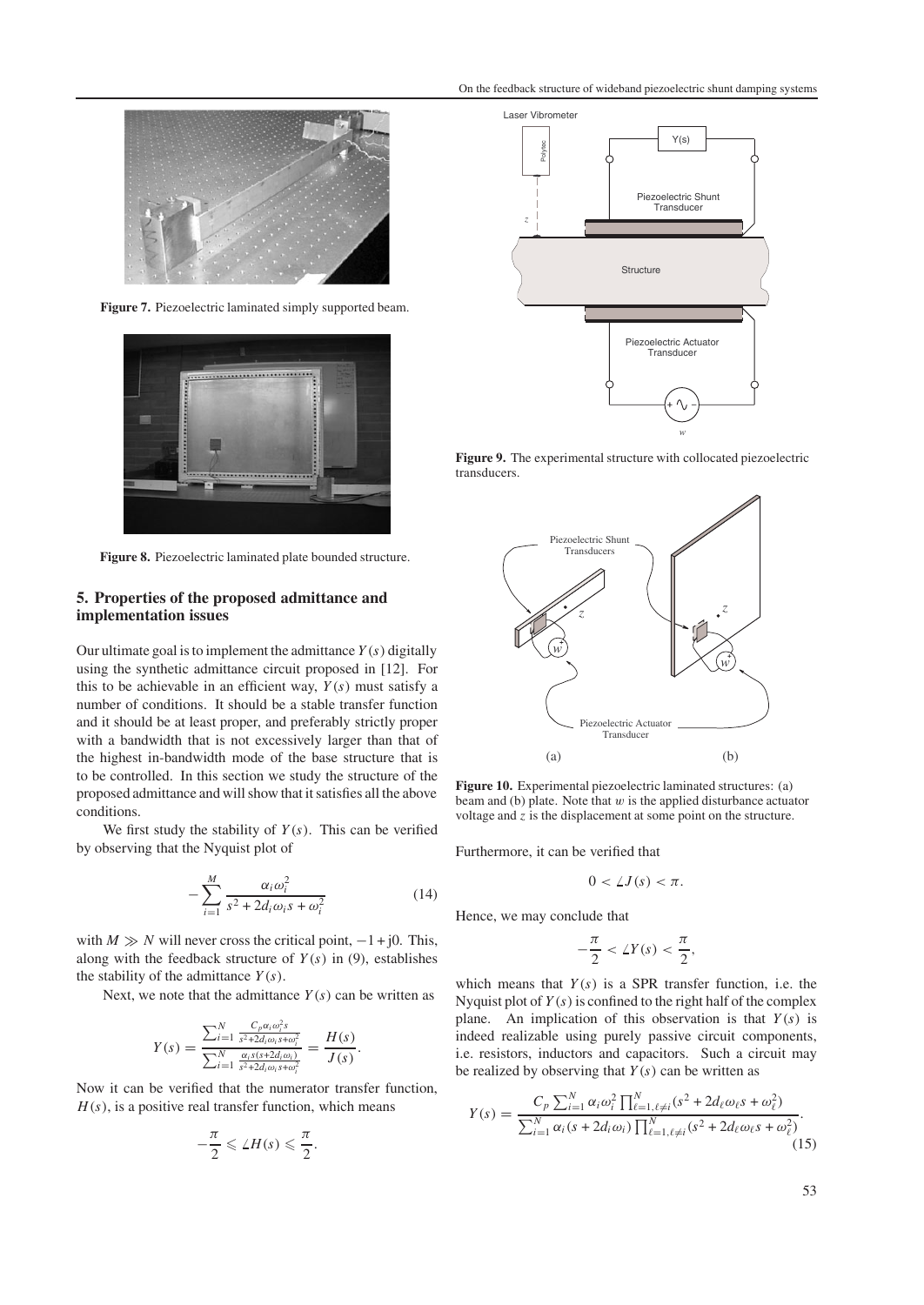Figure 7. Piezoelectric laminated simply supported beam.

Figure 8. Piezoelectric laminated plate bounded structure.

## 5. Properties of the proposed admittance and implementation issues

Our ultimate goal is to implement the admittance $Y(s)$ digitally using the synthetic admittance circuit proposed in [12]. For this to be achievable in an efficient way, $Y(s)$ must satisfy a number of conditions. It should be a stable transfer function and it should be at least proper, and preferably strictly proper with a bandwidth that is not excessively larger than that of the highest in-bandwidth mode of the base structure that is to be controlled. In this section we study the structure of the proposed admittance and will show that it satisfies all the above conditions.

We first study the stability of $Y(s)$. This can be verified by observing that the Nyquist plot of

$$-\sum_{i=1}^{M} \frac{\alpha_i \omega_i^2}{s^2 + 2d_i\omega_i s + \omega_i^2} \tag{14}$$

with $M \gg N$ will never cross the critical point, $-1 + \mathrm{j}0$. This, along with the feedback structure of $Y(s)$ in (9), establishes the stability of the admittance $Y(s)$.

Next, we note that the admittance $Y(s)$ can be written as

$$Y(s) = \frac{\sum_{i=1}^{N} \frac{C_p \alpha_i \omega_i^2 s}{s^2 + 2d_i\omega_i s + \omega_i^2}}{\sum_{i=1}^{N} \frac{\alpha_i s(s + 2d_i\omega_i)}{s^2 + 2d_i\omega_i s + \omega_i^2}} = \frac{H(s)}{J(s)}.$$

Now it can be verified that the numerator transfer function, $H(s)$, is a positive real transfer function, which means

$$-\frac{\pi}{2} \leqslant \angle H(s) \leqslant \frac{\pi}{2}.$$

Figure 9. The experimental structure with collocated piezoelectric transducers.

Figure 10. Experimental piezoelectric laminated structures: (a) beam and (b) plate. Note that $w$ is the applied disturbance actuator voltage and $z$ is the displacement at some point on the structure.

Furthermore, it can be verified that

$$0 < \angle J(s) < \pi.$$

Hence, we may conclude that

$$-\frac{\pi}{2} < \angle Y(s) < \frac{\pi}{2},$$

which means that $Y(s)$ is a SPR transfer function, i.e. the Nyquist plot of $Y(s)$ is confined to the right half of the complex plane. An implication of this observation is that $Y(s)$ is indeed realizable using purely passive circuit components, i.e. resistors, inductors and capacitors. Such a circuit may be realized by observing that $Y(s)$ can be written as

$$Y(s) = \frac{C_p \sum_{i=1}^{N} \alpha_i \omega_i^2 \prod_{\ell=1,\ell\neq i}^{N} (s^2 + 2d_\ell\omega_\ell s + \omega_\ell^2)}{\sum_{i=1}^{N} \alpha_i (s + 2d_i\omega_i) \prod_{\ell=1,\ell\neq i}^{N} (s^2 + 2d_\ell\omega_\ell s + \omega_\ell^2)}. \tag{15}$$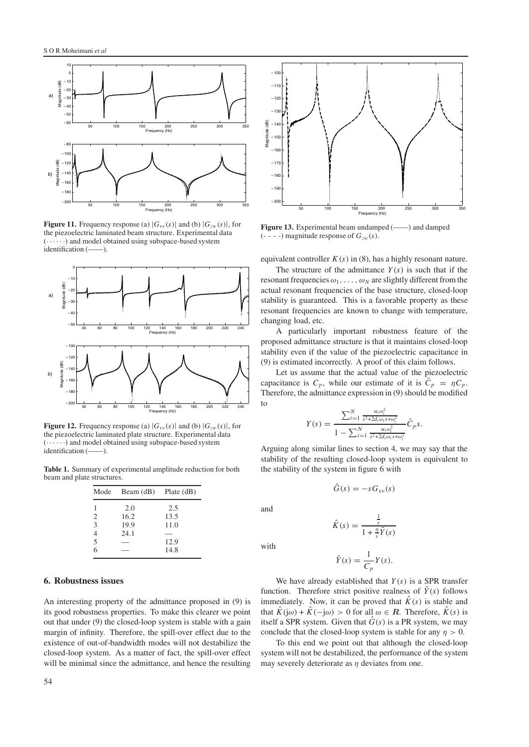**Figure 11.** Frequency response (a) $|G_{vv}(s)|$ and (b) $|G_{zw}(s)|$, for the piezoelectric laminated beam structure. Experimental data (······) and model obtained using subspace-based system identification (——).

**Figure 12.** Frequency response (a) $|G_{vv}(s)|$ and (b) $|G_{zw}(s)|$, for the piezoelectric laminated plate structure. Experimental data (······) and model obtained using subspace-based system identification (——).

**Table 1.** Summary of experimental amplitude reduction for both beam and plate structures.

| Mode | Beam (dB) | Plate (dB) |
|---|---|---|
| 1 | 2.0 | 2.5 |
| 2 | 16.2 | 13.5 |
| 3 | 19.9 | 11.0 |
| 4 | 24.1 | — |
| 5 | — | 12.9 |
| 6 | — | 14.8 |

## 6. Robustness issues

An interesting property of the admittance proposed in (9) is its good robustness properties. To make this clearer we point out that under (9) the closed-loop system is stable with a gain margin of infinity. Therefore, the spill-over effect due to the existence of out-of-bandwidth modes will not destabilize the closed-loop system. As a matter of fact, the spill-over effect will be minimal since the admittance, and hence the resulting equivalent controller $K(s)$ in (8), has a highly resonant nature.

**Figure 13.** Experimental beam undamped (——) and damped (- - - -) magnitude response of $G_{zw}(s)$.

The structure of the admittance $Y(s)$ is such that if the resonant frequencies $\omega_1, \ldots, \omega_N$ are slightly different from the actual resonant frequencies of the base structure, closed-loop stability is guaranteed. This is a favorable property as these resonant frequencies are known to change with temperature, changing load, etc.

A particularly important robustness feature of the proposed admittance structure is that it maintains closed-loop stability even if the value of the piezoelectric capacitance in (9) is estimated incorrectly. A proof of this claim follows.

Let us assume that the actual value of the piezoelectric capacitance is $C_p$, while our estimate of it is $\bar{C}_p = \eta C_p$. Therefore, the admittance expression in (9) should be modified to

$$Y(s) = \frac{\sum_{i=1}^{N} \frac{\alpha_i \omega_i^2}{s^2 + 2d_i\omega_i s + \omega_i^2}}{1 - \sum_{i=1}^{N} \frac{\alpha_i \omega_i^2}{s^2 + 2d_i\omega_i s + \omega_i^2}} \bar{C}_p s.$$

Arguing along similar lines to section 4, we may say that the stability of the resulting closed-loop system is equivalent to the stability of the system in figure 6 with

$$\hat{G}(s) = -sG_{vv}(s)$$

and

$$\hat{K}(s) = \frac{\frac{1}{s}}{1 + \frac{\eta}{s}\tilde{Y}(s)}$$

with

$$\tilde{Y}(s) = \frac{1}{C_p} Y(s).$$

We have already established that $Y(s)$ is a SPR transfer function. Therefore strict positive realness of $\tilde{Y}(s)$ follows immediately. Now, it can be proved that $\hat{K}(s)$ is stable and that $\hat{K}(j\omega) + \hat{K}(-j\omega) > 0$ for all $\omega \in \boldsymbol{R}$. Therefore, $\hat{K}(s)$ is itself a SPR system. Given that $\hat{G}(s)$ is a PR system, we may conclude that the closed-loop system is stable for any $\eta > 0$.

To this end we point out that although the closed-loop system will not be destabilized, the performance of the system may severely deteriorate as $\eta$ deviates from one.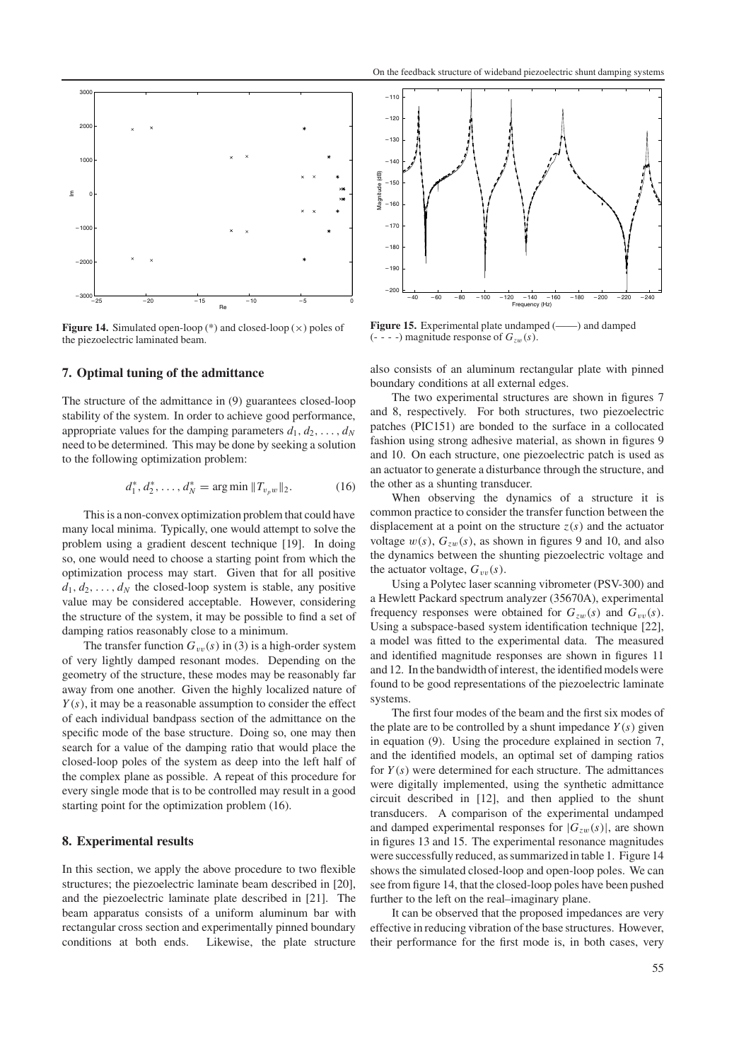**Figure 14.** Simulated open-loop (*) and closed-loop (×) poles of the piezoelectric laminated beam.

**Figure 15.** Experimental plate undamped (——) and damped (- - - -) magnitude response of $G_{zw}(s)$.

## 7. Optimal tuning of the admittance

The structure of the admittance in (9) guarantees closed-loop stability of the system. In order to achieve good performance, appropriate values for the damping parameters $d_1, d_2, \ldots, d_N$ need to be determined. This may be done by seeking a solution to the following optimization problem:

$$d_1^*, d_2^*, \ldots, d_N^* = \arg\min \|T_{v_p w}\|_2. \tag{16}$$

This is a non-convex optimization problem that could have many local minima. Typically, one would attempt to solve the problem using a gradient descent technique [19]. In doing so, one would need to choose a starting point from which the optimization process may start. Given that for all positive $d_1, d_2, \ldots, d_N$ the closed-loop system is stable, any positive value may be considered acceptable. However, considering the structure of the system, it may be possible to find a set of damping ratios reasonably close to a minimum.

The transfer function $G_{vv}(s)$ in (3) is a high-order system of very lightly damped resonant modes. Depending on the geometry of the structure, these modes may be reasonably far away from one another. Given the highly localized nature of $Y(s)$, it may be a reasonable assumption to consider the effect of each individual bandpass section of the admittance on the specific mode of the base structure. Doing so, one may then search for a value of the damping ratio that would place the closed-loop poles of the system as deep into the left half of the complex plane as possible. A repeat of this procedure for every single mode that is to be controlled may result in a good starting point for the optimization problem (16).

## 8. Experimental results

In this section, we apply the above procedure to two flexible structures; the piezoelectric laminate beam described in [20], and the piezoelectric laminate plate described in [21]. The beam apparatus consists of a uniform aluminum bar with rectangular cross section and experimentally pinned boundary conditions at both ends. Likewise, the plate structure also consists of an aluminum rectangular plate with pinned boundary conditions at all external edges.

The two experimental structures are shown in figures 7 and 8, respectively. For both structures, two piezoelectric patches (PIC151) are bonded to the surface in a collocated fashion using strong adhesive material, as shown in figures 9 and 10. On each structure, one piezoelectric patch is used as an actuator to generate a disturbance through the structure, and the other as a shunting transducer.

When observing the dynamics of a structure it is common practice to consider the transfer function between the displacement at a point on the structure $z(s)$ and the actuator voltage $w(s)$, $G_{zw}(s)$, as shown in figures 9 and 10, and also the dynamics between the shunting piezoelectric voltage and the actuator voltage, $G_{vv}(s)$.

Using a Polytec laser scanning vibrometer (PSV-300) and a Hewlett Packard spectrum analyzer (35670A), experimental frequency responses were obtained for $G_{zw}(s)$ and $G_{vv}(s)$. Using a subspace-based system identification technique [22], a model was fitted to the experimental data. The measured and identified magnitude responses are shown in figures 11 and 12. In the bandwidth of interest, the identified models were found to be good representations of the piezoelectric laminate systems.

The first four modes of the beam and the first six modes of the plate are to be controlled by a shunt impedance $Y(s)$ given in equation (9). Using the procedure explained in section 7, and the identified models, an optimal set of damping ratios for $Y(s)$ were determined for each structure. The admittances were digitally implemented, using the synthetic admittance circuit described in [12], and then applied to the shunt transducers. A comparison of the experimental undamped and damped experimental responses for $|G_{zw}(s)|$, are shown in figures 13 and 15. The experimental resonance magnitudes were successfully reduced, as summarized in table 1. Figure 14 shows the simulated closed-loop and open-loop poles. We can see from figure 14, that the closed-loop poles have been pushed further to the left on the real–imaginary plane.

It can be observed that the proposed impedances are very effective in reducing vibration of the base structures. However, their performance for the first mode is, in both cases, very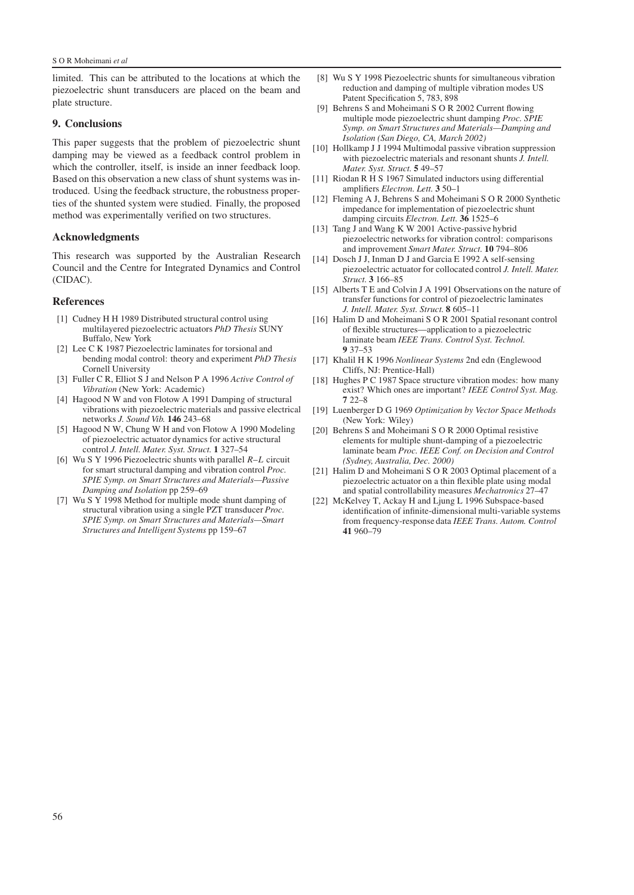limited. This can be attributed to the locations at which the piezoelectric shunt transducers are placed on the beam and plate structure.

## 9. Conclusions

This paper suggests that the problem of piezoelectric shunt damping may be viewed as a feedback control problem in which the controller, itself, is inside an inner feedback loop. Based on this observation a new class of shunt systems was introduced. Using the feedback structure, the robustness properties of the shunted system were studied. Finally, the proposed method was experimentally verified on two structures.

## Acknowledgments

This research was supported by the Australian Research Council and the Centre for Integrated Dynamics and Control (CIDAC).

## References

[1] Cudney H H 1989 Distributed structural control using multilayered piezoelectric actuators *PhD Thesis* SUNY Buffalo, New York

[2] Lee C K 1987 Piezoelectric laminates for torsional and bending modal control: theory and experiment *PhD Thesis* Cornell University

[3] Fuller C R, Elliot S J and Nelson P A 1996 *Active Control of Vibration* (New York: Academic)

[4] Hagood N W and von Flotow A 1991 Damping of structural vibrations with piezoelectric materials and passive electrical networks *J. Sound Vib.* **146** 243–68

[5] Hagood N W, Chung W H and von Flotow A 1990 Modeling of piezoelectric actuator dynamics for active structural control *J. Intell. Mater. Syst. Struct.* **1** 327–54

[6] Wu S Y 1996 Piezoelectric shunts with parallel $R$–$L$ circuit for smart structural damping and vibration control *Proc. SPIE Symp. on Smart Structures and Materials—Passive Damping and Isolation* pp 259–69

[7] Wu S Y 1998 Method for multiple mode shunt damping of structural vibration using a single PZT transducer *Proc. SPIE Symp. on Smart Structures and Materials—Smart Structures and Intelligent Systems* pp 159–67

[8] Wu S Y 1998 Piezoelectric shunts for simultaneous vibration reduction and damping of multiple vibration modes US Patent Specification 5, 783, 898

[9] Behrens S and Moheimani S O R 2002 Current flowing multiple mode piezoelectric shunt damping *Proc. SPIE Symp. on Smart Structures and Materials—Damping and Isolation (San Diego, CA, March 2002)*

[10] Hollkamp J J 1994 Multimodal passive vibration suppression with piezoelectric materials and resonant shunts *J. Intell. Mater. Syst. Struct.* **5** 49–57

[11] Riodan R H S 1967 Simulated inductors using differential amplifiers *Electron. Lett.* **3** 50–1

[12] Fleming A J, Behrens S and Moheimani S O R 2000 Synthetic impedance for implementation of piezoelectric shunt damping circuits *Electron. Lett.* **36** 1525–6

[13] Tang J and Wang K W 2001 Active-passive hybrid piezoelectric networks for vibration control: comparisons and improvement *Smart Mater. Struct.* **10** 794–806

[14] Dosch J J, Inman D J and Garcia E 1992 A self-sensing piezoelectric actuator for collocated control *J. Intell. Mater. Struct.* **3** 166–85

[15] Alberts T E and Colvin J A 1991 Observations on the nature of transfer functions for control of piezoelectric laminates *J. Intell. Mater. Syst. Struct.* **8** 605–11

[16] Halim D and Moheimani S O R 2001 Spatial resonant control of flexible structures—application to a piezoelectric laminate beam *IEEE Trans. Control Syst. Technol.* **9** 37–53

[17] Khalil H K 1996 *Nonlinear Systems* 2nd edn (Englewood Cliffs, NJ: Prentice-Hall)

[18] Hughes P C 1987 Space structure vibration modes: how many exist? Which ones are important? *IEEE Control Syst. Mag.* **7** 22–8

[19] Luenberger D G 1969 *Optimization by Vector Space Methods* (New York: Wiley)

[20] Behrens S and Moheimani S O R 2000 Optimal resistive elements for multiple shunt-damping of a piezoelectric laminate beam *Proc. IEEE Conf. on Decision and Control (Sydney, Australia, Dec. 2000)*

[21] Halim D and Moheimani S O R 2003 Optimal placement of a piezoelectric actuator on a thin flexible plate using modal and spatial controllability measures *Mechatronics* 27–47

[22] McKelvey T, Ackay H and Ljung L 1996 Subspace-based identification of infinite-dimensional multi-variable systems from frequency-response data *IEEE Trans. Autom. Control* **41** 960–79